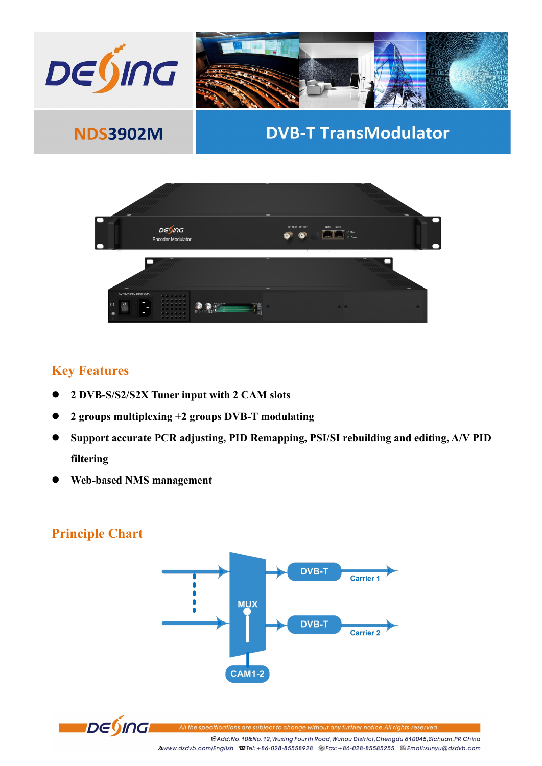# NDS3902M

# DVB-T TransModulator

## Key Features

- 2 DVB-S/S2/S2X Tuner input with 2 CAM slots
- 2 groups multiplexing +2 groups DVB-T modulating
- Support accurate PCR adjusting, PID Remapping, PSI/SI rebuilding and editing, A/V PID filtering
- Web-based NMS management

## Principle Chart

MUX

DVB-T → Carrier 1

DVB-T → Carrier 2

CAM1-2

*All the specifications are subject to change without any further notice.All rights reserved.*

*Add:No.10&No.12,Wuxing Fourth Road,Wuhou District,Chengdu 610045,Sichuan,PR China*

*www.dsdvb.com/English Tel:+86-028-85558928 Fax:+86-028-85585255 Email:sunyu@dsdvb.com*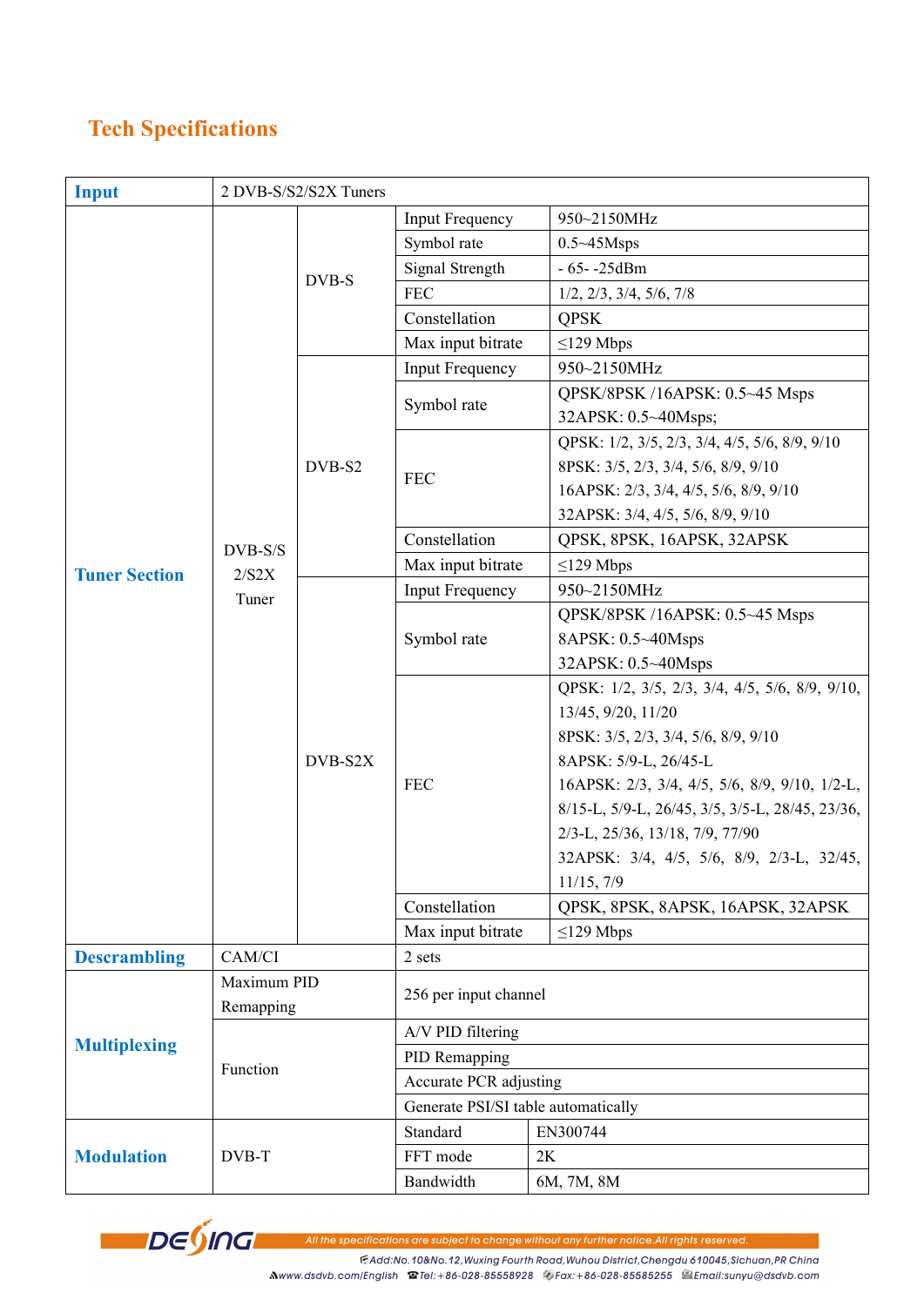## Tech Specifications

| **Input** | 2 DVB-S/S2/S2X Tuners | | | |
|---|---|---|---|---|
| **Tuner Section** | DVB-S/S2/S2X Tuner | DVB-S | Input Frequency | 950~2150MHz |
| | | | Symbol rate | 0.5~45Msps |
| | | | Signal Strength | - 65- -25dBm |
| | | | FEC | 1/2, 2/3, 3/4, 5/6, 7/8 |
| | | | Constellation | QPSK |
| | | | Max input bitrate | ≤129 Mbps |
| | | DVB-S2 | Input Frequency | 950~2150MHz |
| | | | Symbol rate | QPSK/8PSK /16APSK: 0.5~45 Msps<br>32APSK: 0.5~40Msps; |
| | | | FEC | QPSK: 1/2, 3/5, 2/3, 3/4, 4/5, 5/6, 8/9, 9/10<br>8PSK: 3/5, 2/3, 3/4, 5/6, 8/9, 9/10<br>16APSK: 2/3, 3/4, 4/5, 5/6, 8/9, 9/10<br>32APSK: 3/4, 4/5, 5/6, 8/9, 9/10 |
| | | | Constellation | QPSK, 8PSK, 16APSK, 32APSK |
| | | | Max input bitrate | ≤129 Mbps |
| | | DVB-S2X | Input Frequency | 950~2150MHz |
| | | | Symbol rate | QPSK/8PSK /16APSK: 0.5~45 Msps<br>8APSK: 0.5~40Msps<br>32APSK: 0.5~40Msps |
| | | | FEC | QPSK: 1/2, 3/5, 2/3, 3/4, 4/5, 5/6, 8/9, 9/10, 13/45, 9/20, 11/20<br>8PSK: 3/5, 2/3, 3/4, 5/6, 8/9, 9/10<br>8APSK: 5/9-L, 26/45-L<br>16APSK: 2/3, 3/4, 4/5, 5/6, 8/9, 9/10, 1/2-L, 8/15-L, 5/9-L, 26/45, 3/5, 3/5-L, 28/45, 23/36, 2/3-L, 25/36, 13/18, 7/9, 77/90<br>32APSK: 3/4, 4/5, 5/6, 8/9, 2/3-L, 32/45, 11/15, 7/9 |
| | | | Constellation | QPSK, 8PSK, 8APSK, 16APSK, 32APSK |
| | | | Max input bitrate | ≤129 Mbps |
| **Descrambling** | CAM/CI | | 2 sets | |
| **Multiplexing** | Maximum PID Remapping | | 256 per input channel | |
| | Function | | A/V PID filtering | |
| | | | PID Remapping | |
| | | | Accurate PCR adjusting | |
| | | | Generate PSI/SI table automatically | |
| **Modulation** | DVB-T | | Standard | EN300744 |
| | | | FFT mode | 2K |
| | | | Bandwidth | 6M, 7M, 8M |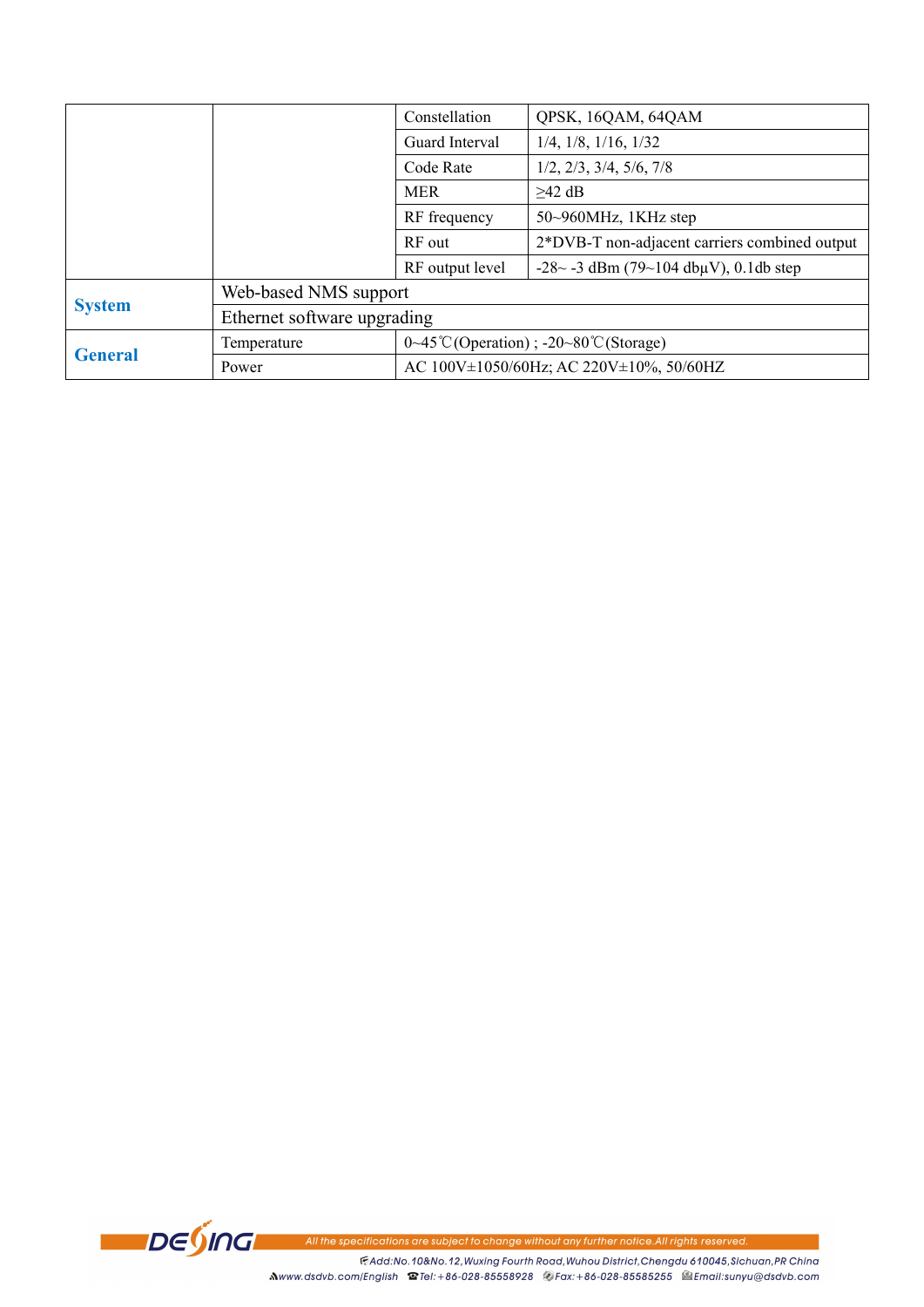| | | | |
|---|---|---|---|
| | | Constellation | QPSK, 16QAM, 64QAM |
| | | Guard Interval | 1/4, 1/8, 1/16, 1/32 |
| | | Code Rate | 1/2, 2/3, 3/4, 5/6, 7/8 |
| | | MER | ≥42 dB |
| | | RF frequency | 50~960MHz, 1KHz step |
| | | RF out | 2*DVB-T non-adjacent carriers combined output |
| | | RF output level | -28~ -3 dBm (79~104 dbμV), 0.1db step |
| **System** | Web-based NMS support | | |
| | Ethernet software upgrading | | |
| **General** | Temperature | 0~45℃(Operation) ; -20~80℃(Storage) | |
| | Power | AC 100V±1050/60Hz; AC 220V±10%, 50/60HZ | |